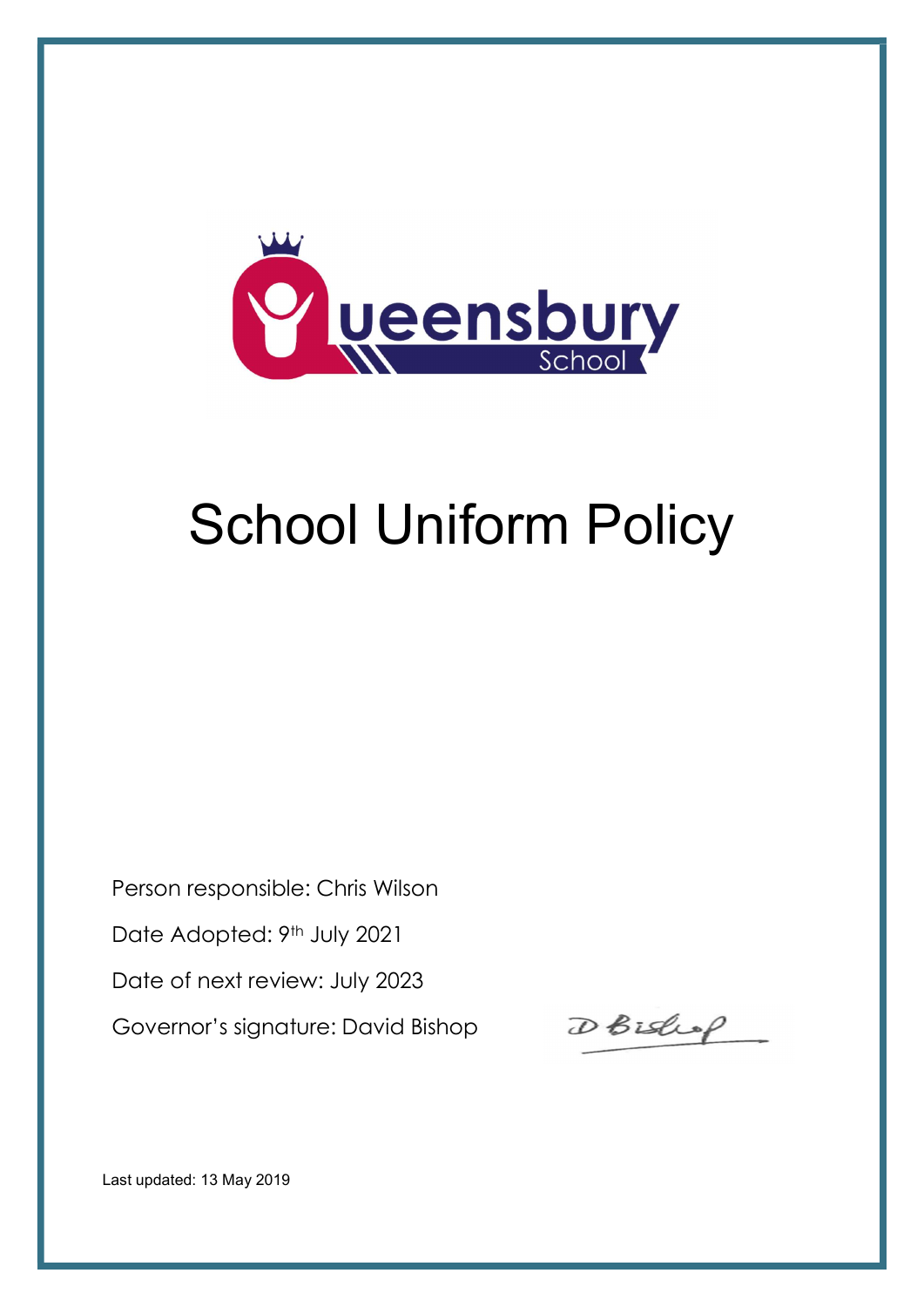# School Uniform Policy

Person responsible: Chris Wilson

Date Adopted: 9th July 2021

Date of next review: July 2023

Governor's signature: David Bishop

Last updated: 13 May 2019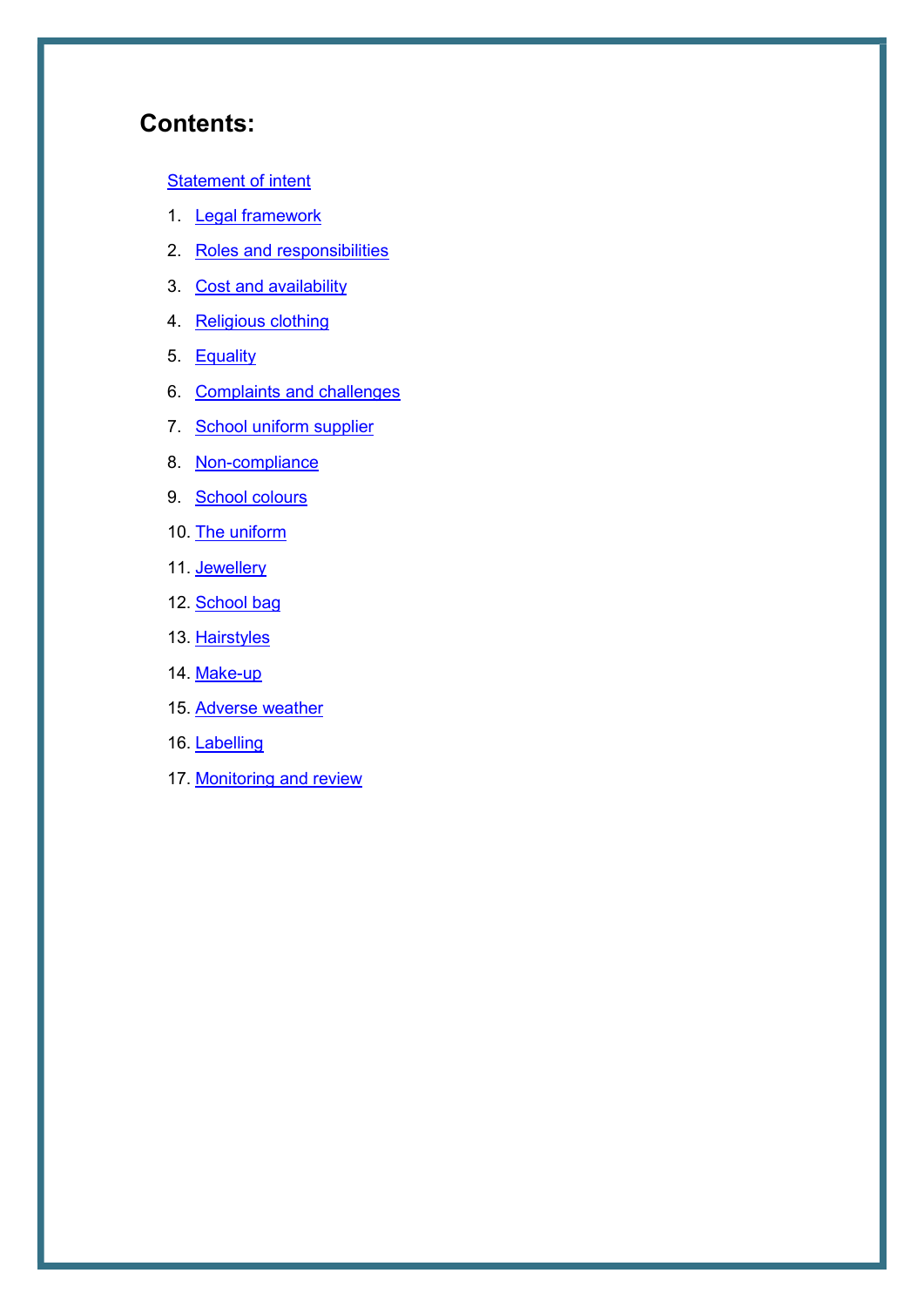## Contents:

Statement of intent

1. Legal framework
2. Roles and responsibilities
3. Cost and availability
4. Religious clothing
5. Equality
6. Complaints and challenges
7. School uniform supplier
8. Non-compliance
9. School colours
10. The uniform
11. Jewellery
12. School bag
13. Hairstyles
14. Make-up
15. Adverse weather
16. Labelling
17. Monitoring and review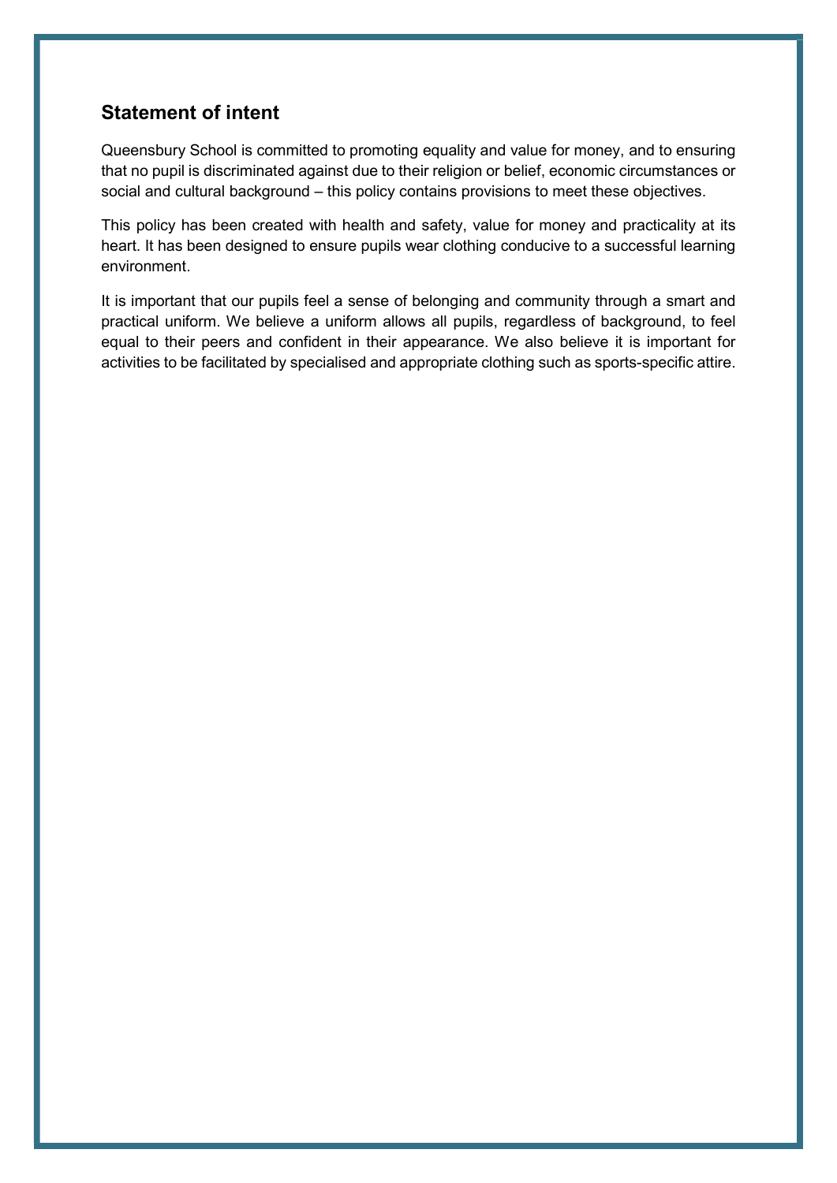## Statement of intent

Queensbury School is committed to promoting equality and value for money, and to ensuring that no pupil is discriminated against due to their religion or belief, economic circumstances or social and cultural background – this policy contains provisions to meet these objectives.

This policy has been created with health and safety, value for money and practicality at its heart. It has been designed to ensure pupils wear clothing conducive to a successful learning environment.

It is important that our pupils feel a sense of belonging and community through a smart and practical uniform. We believe a uniform allows all pupils, regardless of background, to feel equal to their peers and confident in their appearance. We also believe it is important for activities to be facilitated by specialised and appropriate clothing such as sports-specific attire.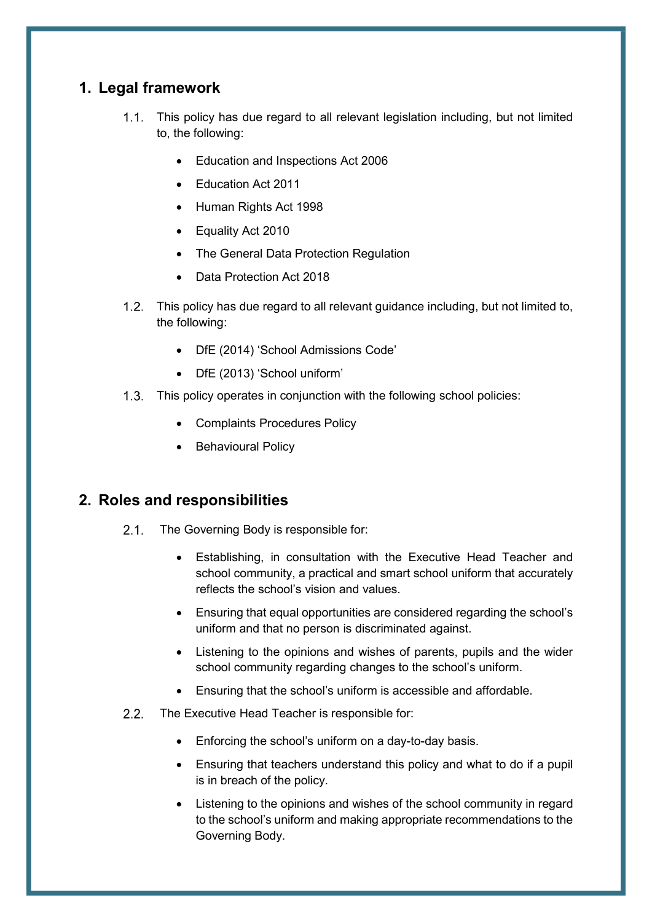## 1. Legal framework

1.1. This policy has due regard to all relevant legislation including, but not limited to, the following:

- Education and Inspections Act 2006
- Education Act 2011
- Human Rights Act 1998
- Equality Act 2010
- The General Data Protection Regulation
- Data Protection Act 2018

1.2. This policy has due regard to all relevant guidance including, but not limited to, the following:

- DfE (2014) 'School Admissions Code'
- DfE (2013) 'School uniform'

1.3. This policy operates in conjunction with the following school policies:

- Complaints Procedures Policy
- Behavioural Policy

## 2. Roles and responsibilities

2.1. The Governing Body is responsible for:

- Establishing, in consultation with the Executive Head Teacher and school community, a practical and smart school uniform that accurately reflects the school's vision and values.
- Ensuring that equal opportunities are considered regarding the school's uniform and that no person is discriminated against.
- Listening to the opinions and wishes of parents, pupils and the wider school community regarding changes to the school's uniform.
- Ensuring that the school's uniform is accessible and affordable.

2.2. The Executive Head Teacher is responsible for:

- Enforcing the school's uniform on a day-to-day basis.
- Ensuring that teachers understand this policy and what to do if a pupil is in breach of the policy.
- Listening to the opinions and wishes of the school community in regard to the school's uniform and making appropriate recommendations to the Governing Body.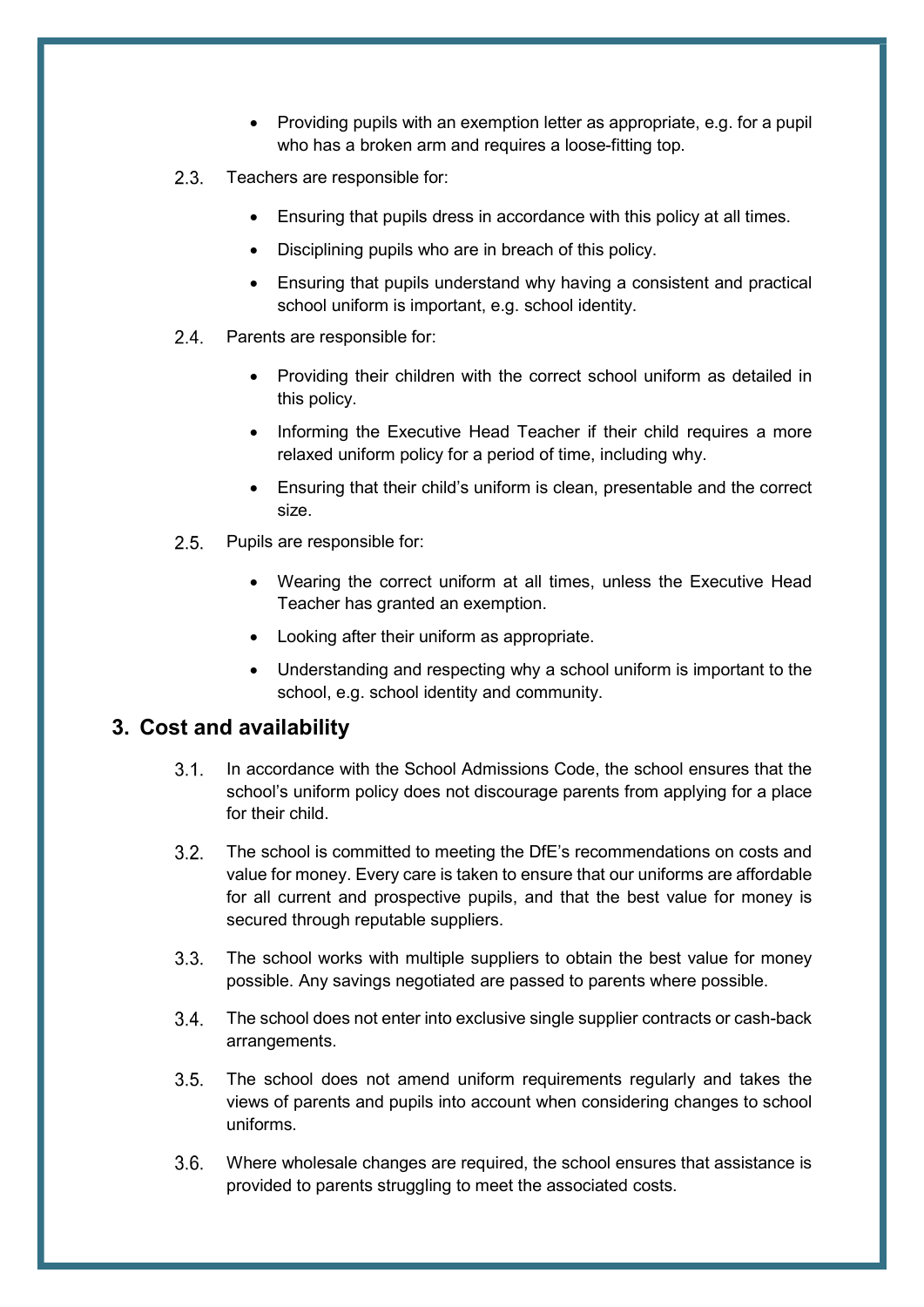- Providing pupils with an exemption letter as appropriate, e.g. for a pupil who has a broken arm and requires a loose-fitting top.

2.3. Teachers are responsible for:

- Ensuring that pupils dress in accordance with this policy at all times.
- Disciplining pupils who are in breach of this policy.
- Ensuring that pupils understand why having a consistent and practical school uniform is important, e.g. school identity.

2.4. Parents are responsible for:

- Providing their children with the correct school uniform as detailed in this policy.
- Informing the Executive Head Teacher if their child requires a more relaxed uniform policy for a period of time, including why.
- Ensuring that their child's uniform is clean, presentable and the correct size.

2.5. Pupils are responsible for:

- Wearing the correct uniform at all times, unless the Executive Head Teacher has granted an exemption.
- Looking after their uniform as appropriate.
- Understanding and respecting why a school uniform is important to the school, e.g. school identity and community.

## 3. Cost and availability

3.1. In accordance with the School Admissions Code, the school ensures that the school's uniform policy does not discourage parents from applying for a place for their child.

3.2. The school is committed to meeting the DfE's recommendations on costs and value for money. Every care is taken to ensure that our uniforms are affordable for all current and prospective pupils, and that the best value for money is secured through reputable suppliers.

3.3. The school works with multiple suppliers to obtain the best value for money possible. Any savings negotiated are passed to parents where possible.

3.4. The school does not enter into exclusive single supplier contracts or cash-back arrangements.

3.5. The school does not amend uniform requirements regularly and takes the views of parents and pupils into account when considering changes to school uniforms.

3.6. Where wholesale changes are required, the school ensures that assistance is provided to parents struggling to meet the associated costs.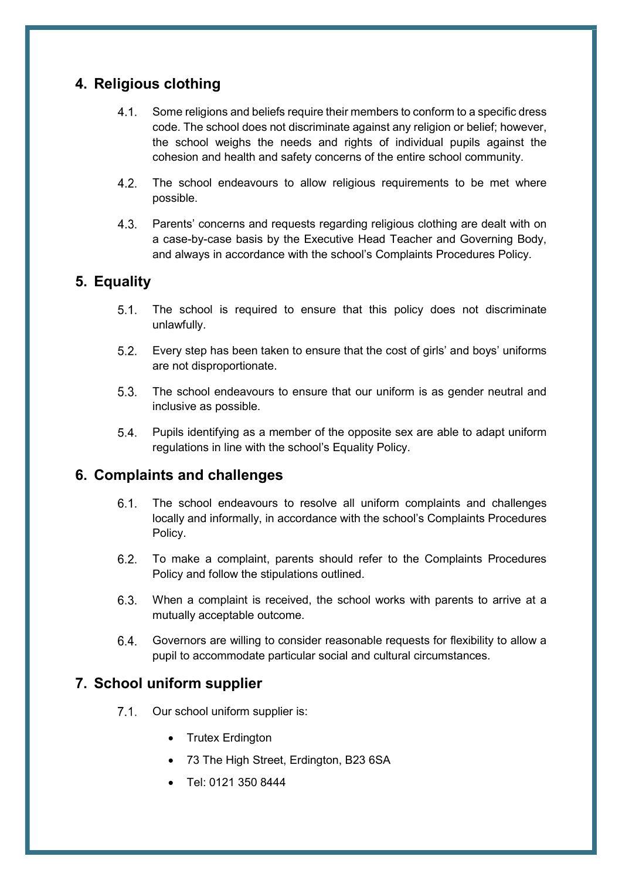## 4. Religious clothing

4.1. Some religions and beliefs require their members to conform to a specific dress code. The school does not discriminate against any religion or belief; however, the school weighs the needs and rights of individual pupils against the cohesion and health and safety concerns of the entire school community.

4.2. The school endeavours to allow religious requirements to be met where possible.

4.3. Parents' concerns and requests regarding religious clothing are dealt with on a case-by-case basis by the Executive Head Teacher and Governing Body, and always in accordance with the school's Complaints Procedures Policy.

## 5. Equality

5.1. The school is required to ensure that this policy does not discriminate unlawfully.

5.2. Every step has been taken to ensure that the cost of girls' and boys' uniforms are not disproportionate.

5.3. The school endeavours to ensure that our uniform is as gender neutral and inclusive as possible.

5.4. Pupils identifying as a member of the opposite sex are able to adapt uniform regulations in line with the school's Equality Policy.

## 6. Complaints and challenges

6.1. The school endeavours to resolve all uniform complaints and challenges locally and informally, in accordance with the school's Complaints Procedures Policy.

6.2. To make a complaint, parents should refer to the Complaints Procedures Policy and follow the stipulations outlined.

6.3. When a complaint is received, the school works with parents to arrive at a mutually acceptable outcome.

6.4. Governors are willing to consider reasonable requests for flexibility to allow a pupil to accommodate particular social and cultural circumstances.

## 7. School uniform supplier

7.1. Our school uniform supplier is:

- Trutex Erdington
- 73 The High Street, Erdington, B23 6SA
- Tel: 0121 350 8444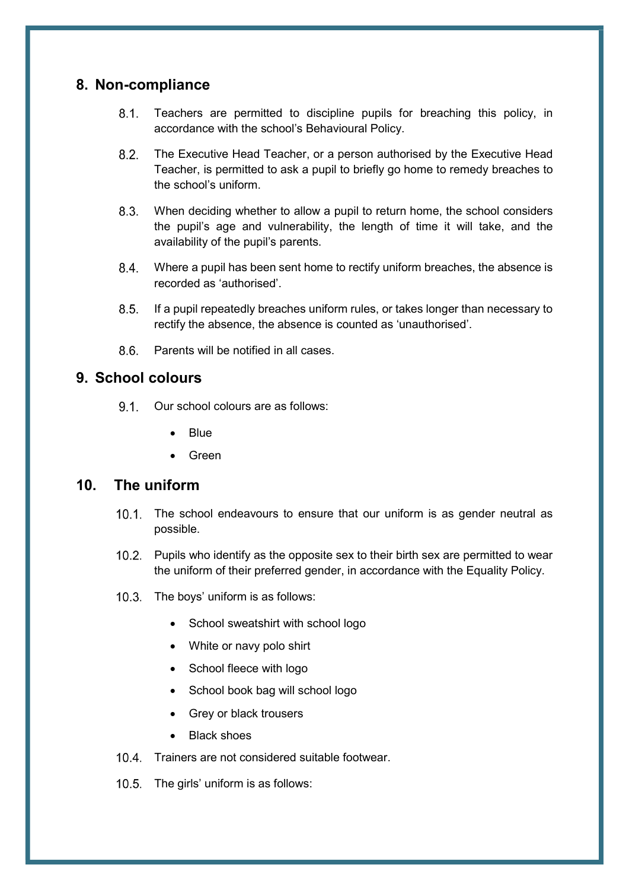## 8. Non-compliance

8.1. Teachers are permitted to discipline pupils for breaching this policy, in accordance with the school's Behavioural Policy.

8.2. The Executive Head Teacher, or a person authorised by the Executive Head Teacher, is permitted to ask a pupil to briefly go home to remedy breaches to the school's uniform.

8.3. When deciding whether to allow a pupil to return home, the school considers the pupil's age and vulnerability, the length of time it will take, and the availability of the pupil's parents.

8.4. Where a pupil has been sent home to rectify uniform breaches, the absence is recorded as 'authorised'.

8.5. If a pupil repeatedly breaches uniform rules, or takes longer than necessary to rectify the absence, the absence is counted as 'unauthorised'.

8.6. Parents will be notified in all cases.

## 9. School colours

9.1. Our school colours are as follows:

- Blue
- Green

## 10. The uniform

10.1. The school endeavours to ensure that our uniform is as gender neutral as possible.

10.2. Pupils who identify as the opposite sex to their birth sex are permitted to wear the uniform of their preferred gender, in accordance with the Equality Policy.

10.3. The boys' uniform is as follows:

- School sweatshirt with school logo
- White or navy polo shirt
- School fleece with logo
- School book bag will school logo
- Grey or black trousers
- Black shoes

10.4. Trainers are not considered suitable footwear.

10.5. The girls' uniform is as follows: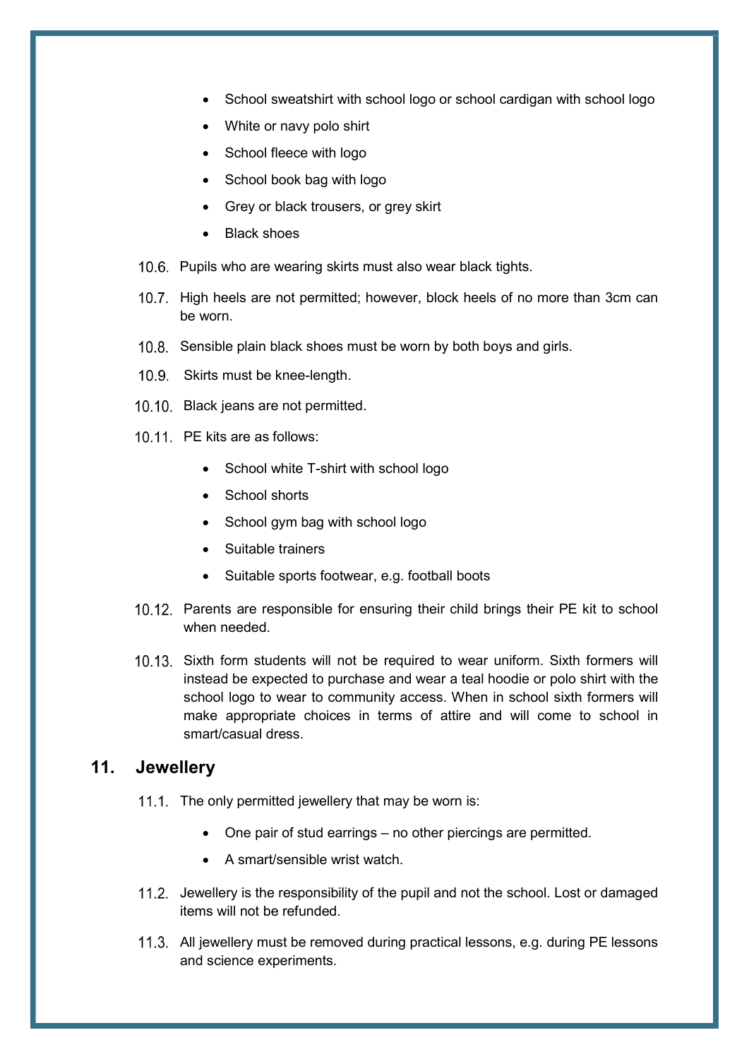- School sweatshirt with school logo or school cardigan with school logo
- White or navy polo shirt
- School fleece with logo
- School book bag with logo
- Grey or black trousers, or grey skirt
- Black shoes

10.6. Pupils who are wearing skirts must also wear black tights.

10.7. High heels are not permitted; however, block heels of no more than 3cm can be worn.

10.8. Sensible plain black shoes must be worn by both boys and girls.

10.9. Skirts must be knee-length.

10.10. Black jeans are not permitted.

10.11. PE kits are as follows:

- School white T-shirt with school logo
- School shorts
- School gym bag with school logo
- Suitable trainers
- Suitable sports footwear, e.g. football boots

10.12. Parents are responsible for ensuring their child brings their PE kit to school when needed.

10.13. Sixth form students will not be required to wear uniform. Sixth formers will instead be expected to purchase and wear a teal hoodie or polo shirt with the school logo to wear to community access. When in school sixth formers will make appropriate choices in terms of attire and will come to school in smart/casual dress.

## 11. Jewellery

11.1. The only permitted jewellery that may be worn is:

- One pair of stud earrings – no other piercings are permitted.
- A smart/sensible wrist watch.

11.2. Jewellery is the responsibility of the pupil and not the school. Lost or damaged items will not be refunded.

11.3. All jewellery must be removed during practical lessons, e.g. during PE lessons and science experiments.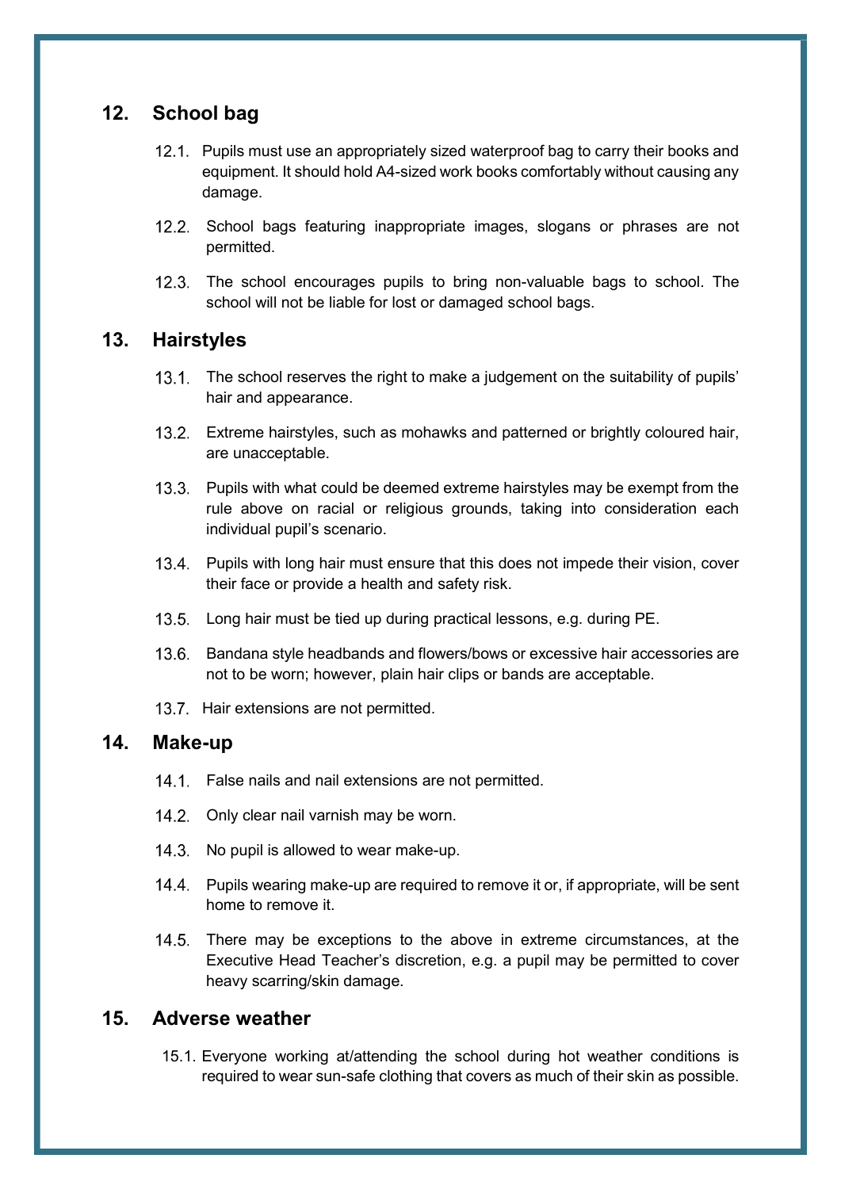## 12. School bag

12.1. Pupils must use an appropriately sized waterproof bag to carry their books and equipment. It should hold A4-sized work books comfortably without causing any damage.

12.2. School bags featuring inappropriate images, slogans or phrases are not permitted.

12.3. The school encourages pupils to bring non-valuable bags to school. The school will not be liable for lost or damaged school bags.

## 13. Hairstyles

13.1. The school reserves the right to make a judgement on the suitability of pupils' hair and appearance.

13.2. Extreme hairstyles, such as mohawks and patterned or brightly coloured hair, are unacceptable.

13.3. Pupils with what could be deemed extreme hairstyles may be exempt from the rule above on racial or religious grounds, taking into consideration each individual pupil's scenario.

13.4. Pupils with long hair must ensure that this does not impede their vision, cover their face or provide a health and safety risk.

13.5. Long hair must be tied up during practical lessons, e.g. during PE.

13.6. Bandana style headbands and flowers/bows or excessive hair accessories are not to be worn; however, plain hair clips or bands are acceptable.

13.7. Hair extensions are not permitted.

## 14. Make-up

14.1. False nails and nail extensions are not permitted.

14.2. Only clear nail varnish may be worn.

14.3. No pupil is allowed to wear make-up.

14.4. Pupils wearing make-up are required to remove it or, if appropriate, will be sent home to remove it.

14.5. There may be exceptions to the above in extreme circumstances, at the Executive Head Teacher's discretion, e.g. a pupil may be permitted to cover heavy scarring/skin damage.

## 15. Adverse weather

15.1. Everyone working at/attending the school during hot weather conditions is required to wear sun-safe clothing that covers as much of their skin as possible.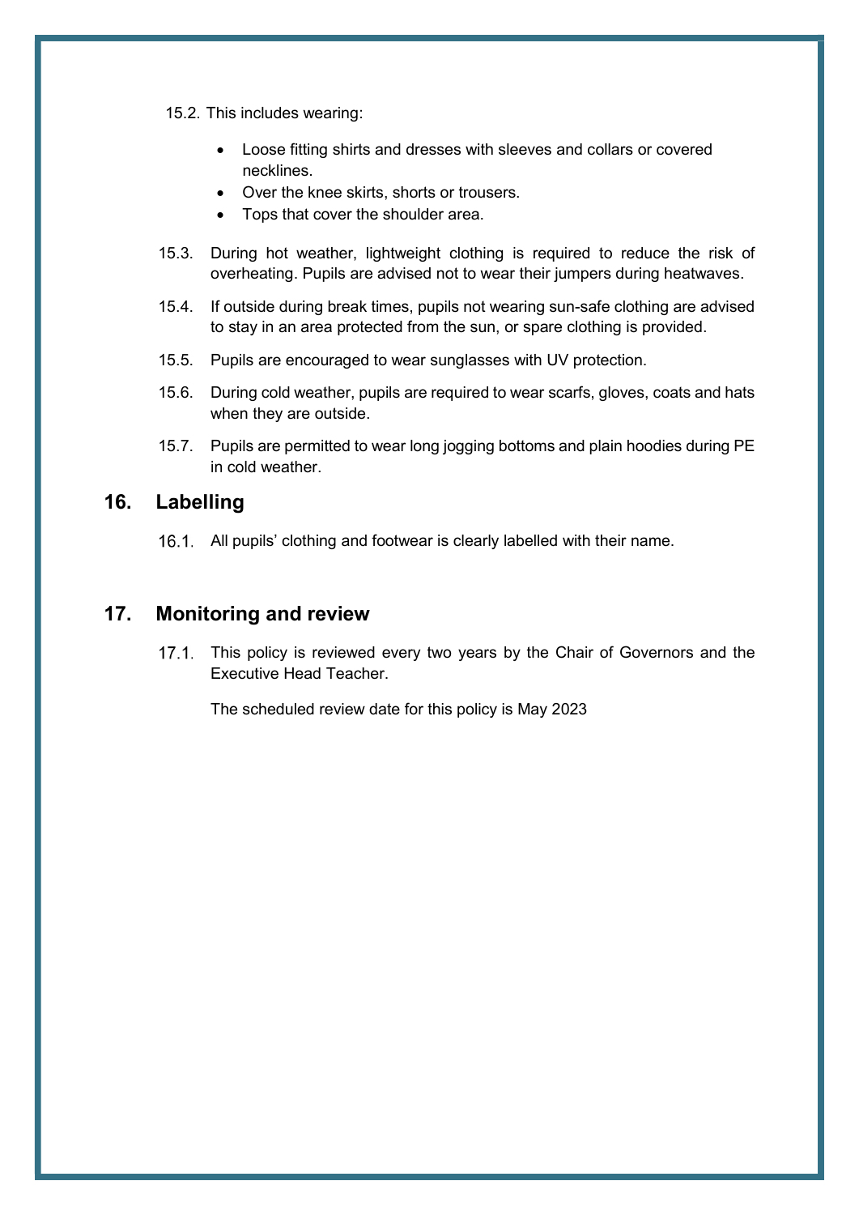15.2. This includes wearing:

- Loose fitting shirts and dresses with sleeves and collars or covered necklines.
- Over the knee skirts, shorts or trousers.
- Tops that cover the shoulder area.

15.3. During hot weather, lightweight clothing is required to reduce the risk of overheating. Pupils are advised not to wear their jumpers during heatwaves.

15.4. If outside during break times, pupils not wearing sun-safe clothing are advised to stay in an area protected from the sun, or spare clothing is provided.

15.5. Pupils are encouraged to wear sunglasses with UV protection.

15.6. During cold weather, pupils are required to wear scarfs, gloves, coats and hats when they are outside.

15.7. Pupils are permitted to wear long jogging bottoms and plain hoodies during PE in cold weather.

## 16. Labelling

16.1. All pupils' clothing and footwear is clearly labelled with their name.

## 17. Monitoring and review

17.1. This policy is reviewed every two years by the Chair of Governors and the Executive Head Teacher.

The scheduled review date for this policy is May 2023